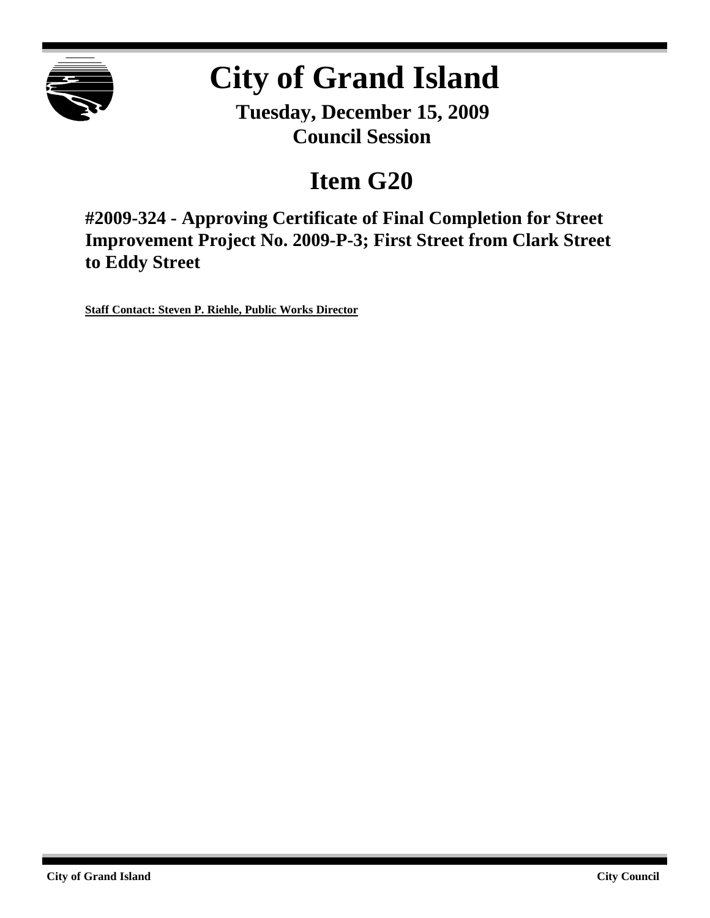# City of Grand Island

**Tuesday, December 15, 2009**
**Council Session**

## Item G20

### #2009-324 - Approving Certificate of Final Completion for Street Improvement Project No. 2009-P-3; First Street from Clark Street to Eddy Street

**Staff Contact: Steven P. Riehle, Public Works Director**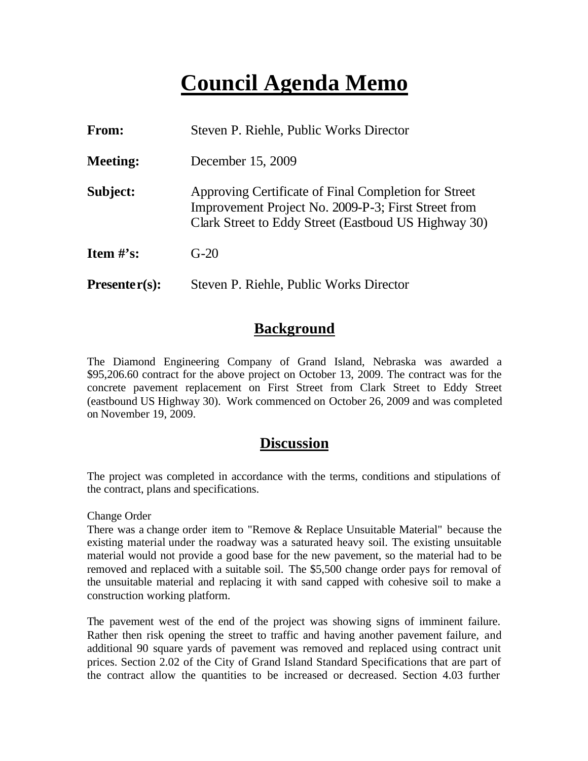# Council Agenda Memo

**From:** Steven P. Riehle, Public Works Director

**Meeting:** December 15, 2009

**Subject:** Approving Certificate of Final Completion for Street Improvement Project No. 2009-P-3; First Street from Clark Street to Eddy Street (Eastboud US Highway 30)

**Item #'s:** G-20

**Presenter(s):** Steven P. Riehle, Public Works Director

## Background

The Diamond Engineering Company of Grand Island, Nebraska was awarded a $95,206.60 contract for the above project on October 13, 2009. The contract was for the concrete pavement replacement on First Street from Clark Street to Eddy Street (eastbound US Highway 30). Work commenced on October 26, 2009 and was completed on November 19, 2009.

## Discussion

The project was completed in accordance with the terms, conditions and stipulations of the contract, plans and specifications.

Change Order

There was a change order item to "Remove & Replace Unsuitable Material" because the existing material under the roadway was a saturated heavy soil. The existing unsuitable material would not provide a good base for the new pavement, so the material had to be removed and replaced with a suitable soil. The $5,500 change order pays for removal of the unsuitable material and replacing it with sand capped with cohesive soil to make a construction working platform.

The pavement west of the end of the project was showing signs of imminent failure. Rather then risk opening the street to traffic and having another pavement failure, and additional 90 square yards of pavement was removed and replaced using contract unit prices. Section 2.02 of the City of Grand Island Standard Specifications that are part of the contract allow the quantities to be increased or decreased. Section 4.03 further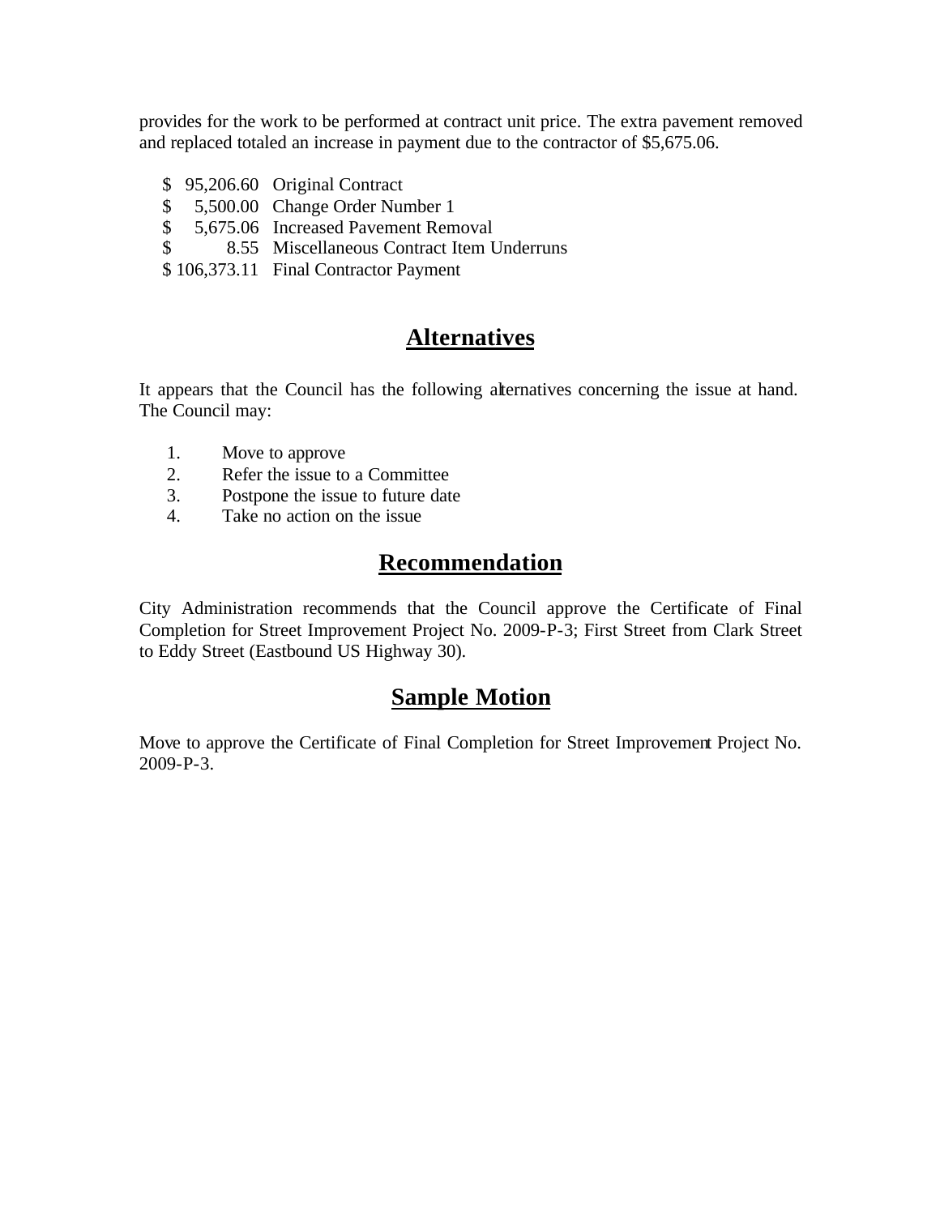provides for the work to be performed at contract unit price. The extra pavement removed and replaced totaled an increase in payment due to the contractor of $5,675.06.

| | |
|---|---|
| $ 95,206.60 | Original Contract |
| $ 5,500.00 | Change Order Number 1 |
| $ 5,675.06 | Increased Pavement Removal |
| $ 8.55 | Miscellaneous Contract Item Underruns |
| $ 106,373.11 | Final Contractor Payment |

## Alternatives

It appears that the Council has the following alternatives concerning the issue at hand. The Council may:

1. Move to approve
2. Refer the issue to a Committee
3. Postpone the issue to future date
4. Take no action on the issue

## Recommendation

City Administration recommends that the Council approve the Certificate of Final Completion for Street Improvement Project No. 2009-P-3; First Street from Clark Street to Eddy Street (Eastbound US Highway 30).

## Sample Motion

Move to approve the Certificate of Final Completion for Street Improvement Project No. 2009-P-3.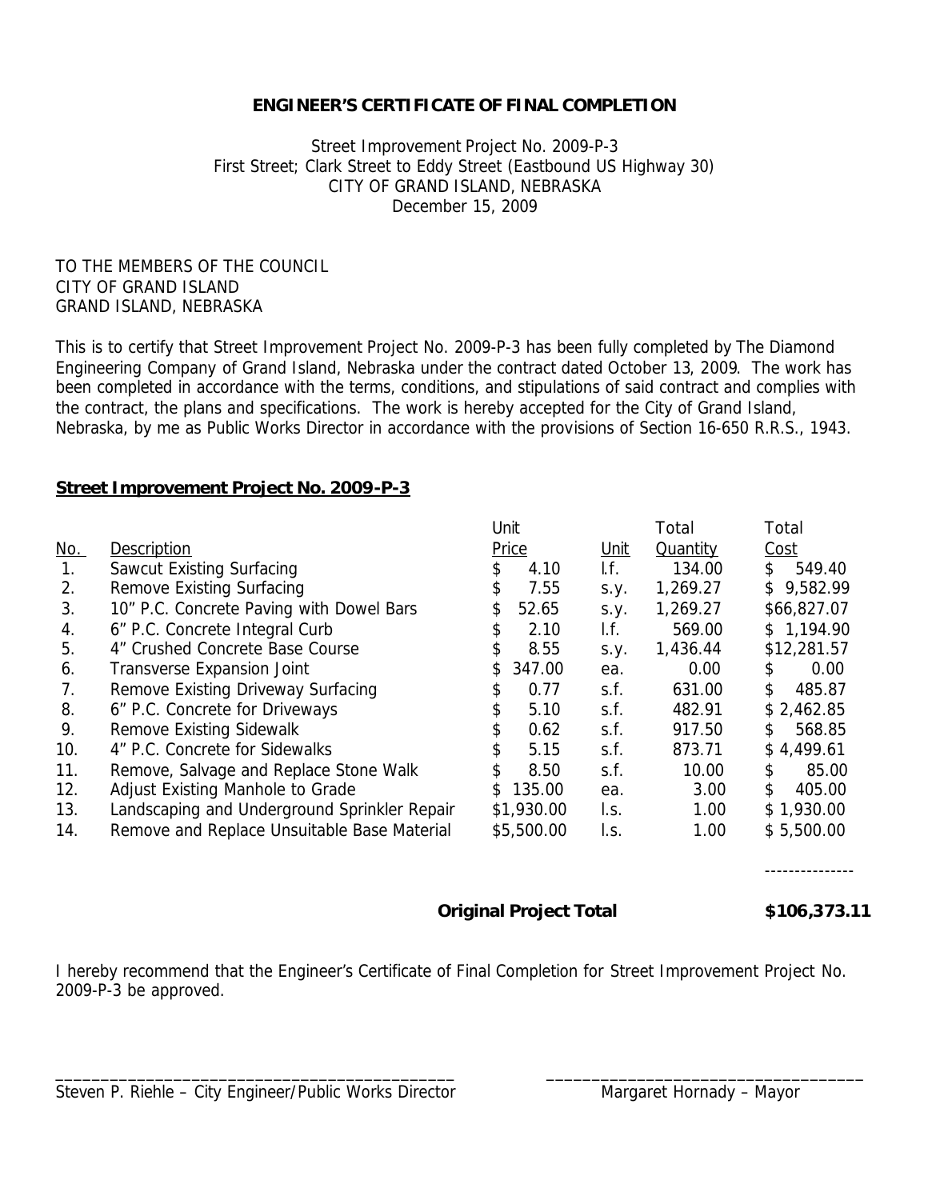**ENGINEER'S CERTIFICATE OF FINAL COMPLETION**

Street Improvement Project No. 2009-P-3
First Street; Clark Street to Eddy Street (Eastbound US Highway 30)
CITY OF GRAND ISLAND, NEBRASKA
December 15, 2009

TO THE MEMBERS OF THE COUNCIL
CITY OF GRAND ISLAND
GRAND ISLAND, NEBRASKA

This is to certify that Street Improvement Project No. 2009-P-3 has been fully completed by The Diamond Engineering Company of Grand Island, Nebraska under the contract dated October 13, 2009. The work has been completed in accordance with the terms, conditions, and stipulations of said contract and complies with the contract, the plans and specifications. The work is hereby accepted for the City of Grand Island, Nebraska, by me as Public Works Director in accordance with the provisions of Section 16-650 R.R.S., 1943.

**Street Improvement Project No. 2009-P-3**

| No. | Description | Unit Price | Unit | Total Quantity | Total Cost |
|---|---|---|---|---|---|
| 1. | Sawcut Existing Surfacing | $ 4.10 | l.f. | 134.00 | $ 549.40 |
| 2. | Remove Existing Surfacing | $ 7.55 | s.y. | 1,269.27 | $ 9,582.99 |
| 3. | 10" P.C. Concrete Paving with Dowel Bars | $ 52.65 | s.y. | 1,269.27 | $66,827.07 |
| 4. | 6" P.C. Concrete Integral Curb | $ 2.10 | l.f. | 569.00 | $ 1,194.90 |
| 5. | 4" Crushed Concrete Base Course | $ 8.55 | s.y. | 1,436.44 | $12,281.57 |
| 6. | Transverse Expansion Joint | $ 347.00 | ea. | 0.00 | $ 0.00 |
| 7. | Remove Existing Driveway Surfacing | $ 0.77 | s.f. | 631.00 | $ 485.87 |
| 8. | 6" P.C. Concrete for Driveways | $ 5.10 | s.f. | 482.91 | $ 2,462.85 |
| 9. | Remove Existing Sidewalk | $ 0.62 | s.f. | 917.50 | $ 568.85 |
| 10. | 4" P.C. Concrete for Sidewalks | $ 5.15 | s.f. | 873.71 | $ 4,499.61 |
| 11. | Remove, Salvage and Replace Stone Walk | $ 8.50 | s.f. | 10.00 | $ 85.00 |
| 12. | Adjust Existing Manhole to Grade | $ 135.00 | ea. | 3.00 | $ 405.00 |
| 13. | Landscaping and Underground Sprinkler Repair | $1,930.00 | l.s. | 1.00 | $ 1,930.00 |
| 14. | Remove and Replace Unsuitable Base Material | $5,500.00 | l.s. | 1.00 | $ 5,500.00 |

**Original Project Total** **$106,373.11**

I hereby recommend that the Engineer's Certificate of Final Completion for Street Improvement Project No. 2009-P-3 be approved.

_____________________________________________ _____________________________________
Steven P. Riehle – City Engineer/Public Works Director Margaret Hornady – Mayor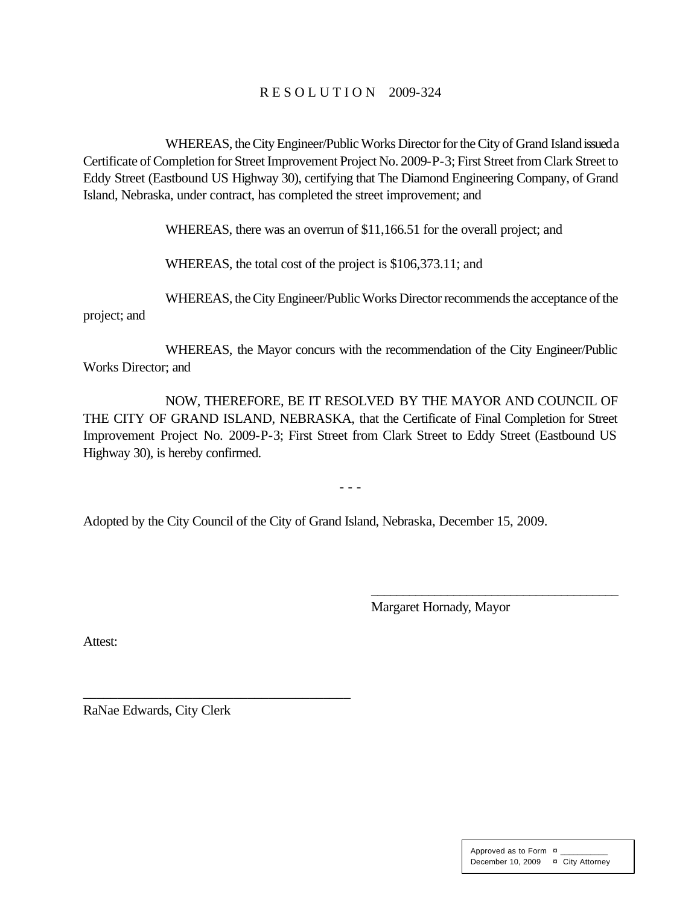# R E S O L U T I O N 2009-324

WHEREAS, the City Engineer/Public Works Director for the City of Grand Island issued a Certificate of Completion for Street Improvement Project No. 2009-P-3; First Street from Clark Street to Eddy Street (Eastbound US Highway 30), certifying that The Diamond Engineering Company, of Grand Island, Nebraska, under contract, has completed the street improvement; and

WHEREAS, there was an overrun of $11,166.51 for the overall project; and

WHEREAS, the total cost of the project is $106,373.11; and

WHEREAS, the City Engineer/Public Works Director recommends the acceptance of the project; and

WHEREAS, the Mayor concurs with the recommendation of the City Engineer/Public Works Director; and

NOW, THEREFORE, BE IT RESOLVED BY THE MAYOR AND COUNCIL OF THE CITY OF GRAND ISLAND, NEBRASKA, that the Certificate of Final Completion for Street Improvement Project No. 2009-P-3; First Street from Clark Street to Eddy Street (Eastbound US Highway 30), is hereby confirmed.

- - -

Adopted by the City Council of the City of Grand Island, Nebraska, December 15, 2009.

_____________________________________
Margaret Hornady, Mayor

Attest:

_______________________________________
RaNae Edwards, City Clerk

| | |
|---|---|
| Approved as to Form ¤ | __________ |
| December 10, 2009 ¤ | City Attorney |